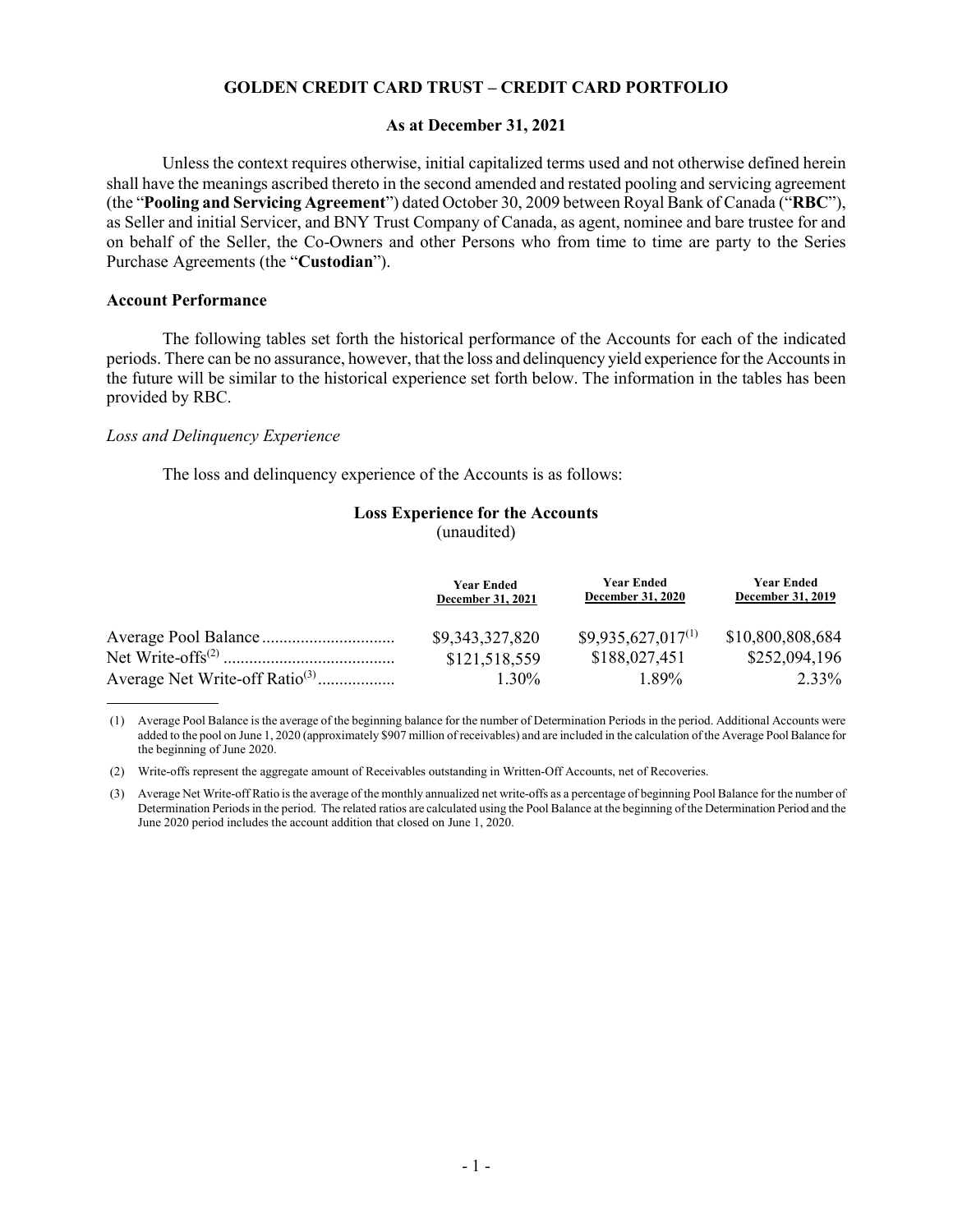# GOLDEN CREDIT CARD TRUST – CREDIT CARD PORTFOLIO

## As at December 31, 2021

Unless the context requires otherwise, initial capitalized terms used and not otherwise defined herein shall have the meanings ascribed thereto in the second amended and restated pooling and servicing agreement (the "**Pooling and Servicing Agreement**") dated October 30, 2009 between Royal Bank of Canada ("**RBC**"), as Seller and initial Servicer, and BNY Trust Company of Canada, as agent, nominee and bare trustee for and on behalf of the Seller, the Co-Owners and other Persons who from time to time are party to the Series Purchase Agreements (the "**Custodian**").

### Account Performance

The following tables set forth the historical performance of the Accounts for each of the indicated periods. There can be no assurance, however, that the loss and delinquency yield experience for the Accounts in the future will be similar to the historical experience set forth below. The information in the tables has been provided by RBC.

*Loss and Delinquency Experience*

The loss and delinquency experience of the Accounts is as follows:

**Loss Experience for the Accounts**
(unaudited)

| | Year Ended December 31, 2021 | Year Ended December 31, 2020 | Year Ended December 31, 2019 |
|---|---|---|---|
| Average Pool Balance | $9,343,327,820 | $9,935,627,017 [(1)] | $10,800,808,684 |
| Net Write-offs [(2)] | $121,518,559 | $188,027,451 | $252,094,196 |
| Average Net Write-off Ratio [(3)] | 1.30% | 1.89% | 2.33% |

(1) Average Pool Balance is the average of the beginning balance for the number of Determination Periods in the period. Additional Accounts were added to the pool on June 1, 2020 (approximately $907 million of receivables) and are included in the calculation of the Average Pool Balance for the beginning of June 2020.

(2) Write-offs represent the aggregate amount of Receivables outstanding in Written-Off Accounts, net of Recoveries.

(3) Average Net Write-off Ratio is the average of the monthly annualized net write-offs as a percentage of beginning Pool Balance for the number of Determination Periods in the period. The related ratios are calculated using the Pool Balance at the beginning of the Determination Period and the June 2020 period includes the account addition that closed on June 1, 2020.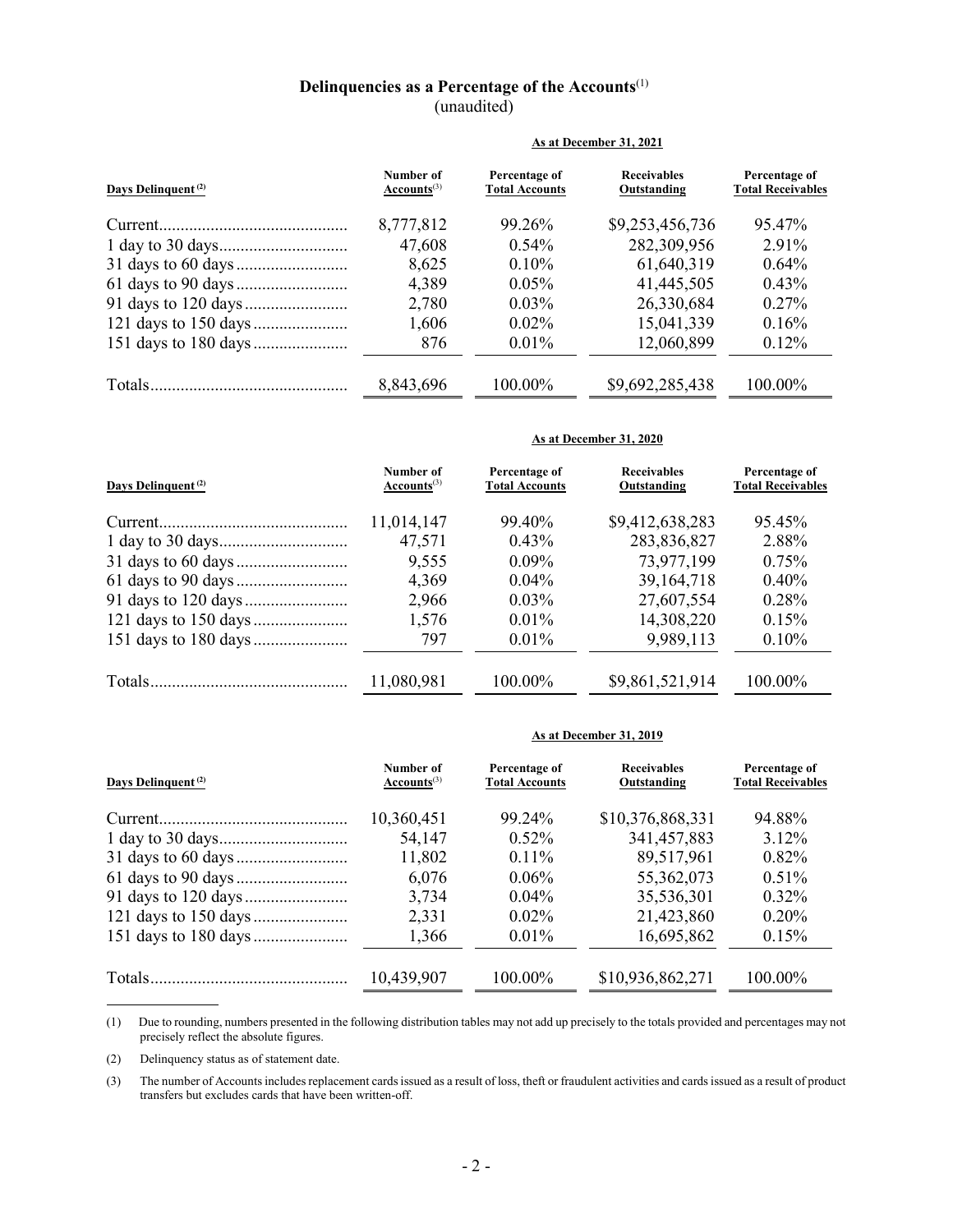## Delinquencies as a Percentage of the Accounts[1]

(unaudited)

| | As at December 31, 2021 | | | |
|---|---|---|---|---|
| **Days Delinquent[2]** | **Number of Accounts[3]** | **Percentage of Total Accounts** | **Receivables Outstanding** | **Percentage of Total Receivables** |
| Current | 8,777,812 | 99.26% | $9,253,456,736 | 95.47% |
| 1 day to 30 days | 47,608 | 0.54% | 282,309,956 | 2.91% |
| 31 days to 60 days | 8,625 | 0.10% | 61,640,319 | 0.64% |
| 61 days to 90 days | 4,389 | 0.05% | 41,445,505 | 0.43% |
| 91 days to 120 days | 2,780 | 0.03% | 26,330,684 | 0.27% |
| 121 days to 150 days | 1,606 | 0.02% | 15,041,339 | 0.16% |
| 151 days to 180 days | 876 | 0.01% | 12,060,899 | 0.12% |
| Totals | 8,843,696 | 100.00% | $9,692,285,438 | 100.00% |

| | As at December 31, 2020 | | | |
|---|---|---|---|---|
| **Days Delinquent[2]** | **Number of Accounts[3]** | **Percentage of Total Accounts** | **Receivables Outstanding** | **Percentage of Total Receivables** |
| Current | 11,014,147 | 99.40% | $9,412,638,283 | 95.45% |
| 1 day to 30 days | 47,571 | 0.43% | 283,836,827 | 2.88% |
| 31 days to 60 days | 9,555 | 0.09% | 73,977,199 | 0.75% |
| 61 days to 90 days | 4,369 | 0.04% | 39,164,718 | 0.40% |
| 91 days to 120 days | 2,966 | 0.03% | 27,607,554 | 0.28% |
| 121 days to 150 days | 1,576 | 0.01% | 14,308,220 | 0.15% |
| 151 days to 180 days | 797 | 0.01% | 9,989,113 | 0.10% |
| Totals | 11,080,981 | 100.00% | $9,861,521,914 | 100.00% |

| | As at December 31, 2019 | | | |
|---|---|---|---|---|
| **Days Delinquent[2]** | **Number of Accounts[3]** | **Percentage of Total Accounts** | **Receivables Outstanding** | **Percentage of Total Receivables** |
| Current | 10,360,451 | 99.24% | $10,376,868,331 | 94.88% |
| 1 day to 30 days | 54,147 | 0.52% | 341,457,883 | 3.12% |
| 31 days to 60 days | 11,802 | 0.11% | 89,517,961 | 0.82% |
| 61 days to 90 days | 6,076 | 0.06% | 55,362,073 | 0.51% |
| 91 days to 120 days | 3,734 | 0.04% | 35,536,301 | 0.32% |
| 121 days to 150 days | 2,331 | 0.02% | 21,423,860 | 0.20% |
| 151 days to 180 days | 1,366 | 0.01% | 16,695,862 | 0.15% |
| Totals | 10,439,907 | 100.00% | $10,936,862,271 | 100.00% |

(1) Due to rounding, numbers presented in the following distribution tables may not add up precisely to the totals provided and percentages may not precisely reflect the absolute figures.

(2) Delinquency status as of statement date.

(3) The number of Accounts includes replacement cards issued as a result of loss, theft or fraudulent activities and cards issued as a result of product transfers but excludes cards that have been written-off.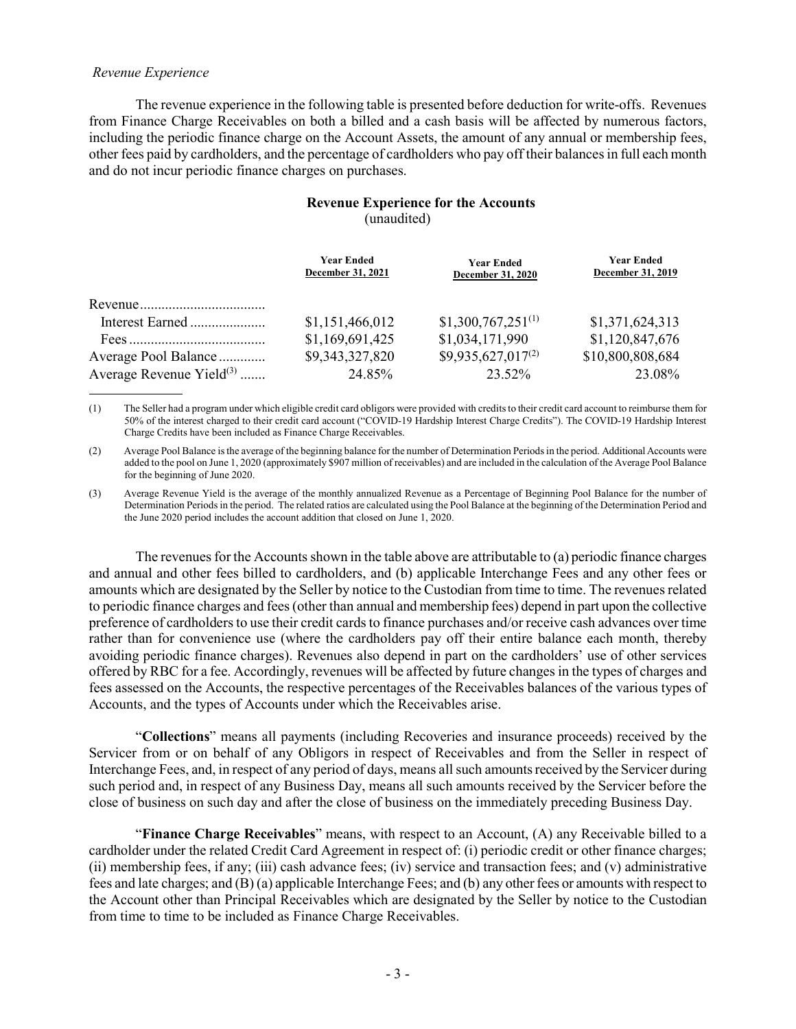*Revenue Experience*

The revenue experience in the following table is presented before deduction for write-offs. Revenues from Finance Charge Receivables on both a billed and a cash basis will be affected by numerous factors, including the periodic finance charge on the Account Assets, the amount of any annual or membership fees, other fees paid by cardholders, and the percentage of cardholders who pay off their balances in full each month and do not incur periodic finance charges on purchases.

**Revenue Experience for the Accounts**
(unaudited)

| | Year Ended December 31, 2021 | Year Ended December 31, 2020 | Year Ended December 31, 2019 |
|---|---|---|---|
| Revenue | | | |
| Interest Earned | \$1,151,466,012 | \$1,300,767,251[(1)] | \$1,371,624,313 |
| Fees | \$1,169,691,425 | \$1,034,171,990 | \$1,120,847,676 |
| Average Pool Balance | \$9,343,327,820 | \$9,935,627,017[(2)] | \$10,800,808,684 |
| Average Revenue Yield[(3)] | 24.85% | 23.52% | 23.08% |

(1) The Seller had a program under which eligible credit card obligors were provided with credits to their credit card account to reimburse them for 50% of the interest charged to their credit card account ("COVID-19 Hardship Interest Charge Credits"). The COVID-19 Hardship Interest Charge Credits have been included as Finance Charge Receivables.

(2) Average Pool Balance is the average of the beginning balance for the number of Determination Periods in the period. Additional Accounts were added to the pool on June 1, 2020 (approximately \$907 million of receivables) and are included in the calculation of the Average Pool Balance for the beginning of June 2020.

(3) Average Revenue Yield is the average of the monthly annualized Revenue as a Percentage of Beginning Pool Balance for the number of Determination Periods in the period. The related ratios are calculated using the Pool Balance at the beginning of the Determination Period and the June 2020 period includes the account addition that closed on June 1, 2020.

The revenues for the Accounts shown in the table above are attributable to (a) periodic finance charges and annual and other fees billed to cardholders, and (b) applicable Interchange Fees and any other fees or amounts which are designated by the Seller by notice to the Custodian from time to time. The revenues related to periodic finance charges and fees (other than annual and membership fees) depend in part upon the collective preference of cardholders to use their credit cards to finance purchases and/or receive cash advances over time rather than for convenience use (where the cardholders pay off their entire balance each month, thereby avoiding periodic finance charges). Revenues also depend in part on the cardholders' use of other services offered by RBC for a fee. Accordingly, revenues will be affected by future changes in the types of charges and fees assessed on the Accounts, the respective percentages of the Receivables balances of the various types of Accounts, and the types of Accounts under which the Receivables arise.

"**Collections**" means all payments (including Recoveries and insurance proceeds) received by the Servicer from or on behalf of any Obligors in respect of Receivables and from the Seller in respect of Interchange Fees, and, in respect of any period of days, means all such amounts received by the Servicer during such period and, in respect of any Business Day, means all such amounts received by the Servicer before the close of business on such day and after the close of business on the immediately preceding Business Day.

"**Finance Charge Receivables**" means, with respect to an Account, (A) any Receivable billed to a cardholder under the related Credit Card Agreement in respect of: (i) periodic credit or other finance charges; (ii) membership fees, if any; (iii) cash advance fees; (iv) service and transaction fees; and (v) administrative fees and late charges; and (B) (a) applicable Interchange Fees; and (b) any other fees or amounts with respect to the Account other than Principal Receivables which are designated by the Seller by notice to the Custodian from time to time to be included as Finance Charge Receivables.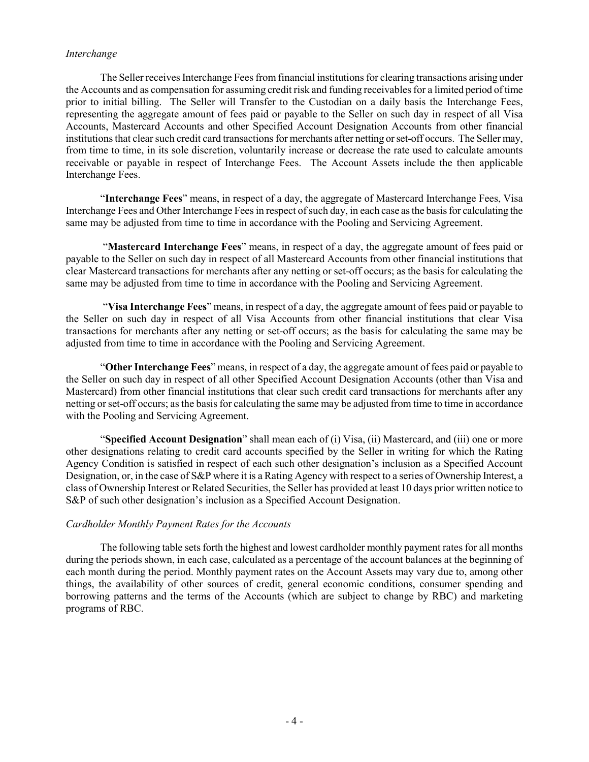*Interchange*

The Seller receives Interchange Fees from financial institutions for clearing transactions arising under the Accounts and as compensation for assuming credit risk and funding receivables for a limited period of time prior to initial billing. The Seller will Transfer to the Custodian on a daily basis the Interchange Fees, representing the aggregate amount of fees paid or payable to the Seller on such day in respect of all Visa Accounts, Mastercard Accounts and other Specified Account Designation Accounts from other financial institutions that clear such credit card transactions for merchants after netting or set-off occurs. The Seller may, from time to time, in its sole discretion, voluntarily increase or decrease the rate used to calculate amounts receivable or payable in respect of Interchange Fees. The Account Assets include the then applicable Interchange Fees.

"**Interchange Fees**" means, in respect of a day, the aggregate of Mastercard Interchange Fees, Visa Interchange Fees and Other Interchange Fees in respect of such day, in each case as the basis for calculating the same may be adjusted from time to time in accordance with the Pooling and Servicing Agreement.

"**Mastercard Interchange Fees**" means, in respect of a day, the aggregate amount of fees paid or payable to the Seller on such day in respect of all Mastercard Accounts from other financial institutions that clear Mastercard transactions for merchants after any netting or set-off occurs; as the basis for calculating the same may be adjusted from time to time in accordance with the Pooling and Servicing Agreement.

"**Visa Interchange Fees**" means, in respect of a day, the aggregate amount of fees paid or payable to the Seller on such day in respect of all Visa Accounts from other financial institutions that clear Visa transactions for merchants after any netting or set-off occurs; as the basis for calculating the same may be adjusted from time to time in accordance with the Pooling and Servicing Agreement.

"**Other Interchange Fees**" means, in respect of a day, the aggregate amount of fees paid or payable to the Seller on such day in respect of all other Specified Account Designation Accounts (other than Visa and Mastercard) from other financial institutions that clear such credit card transactions for merchants after any netting or set-off occurs; as the basis for calculating the same may be adjusted from time to time in accordance with the Pooling and Servicing Agreement.

"**Specified Account Designation**" shall mean each of (i) Visa, (ii) Mastercard, and (iii) one or more other designations relating to credit card accounts specified by the Seller in writing for which the Rating Agency Condition is satisfied in respect of each such other designation's inclusion as a Specified Account Designation, or, in the case of S&P where it is a Rating Agency with respect to a series of Ownership Interest, a class of Ownership Interest or Related Securities, the Seller has provided at least 10 days prior written notice to S&P of such other designation's inclusion as a Specified Account Designation.

*Cardholder Monthly Payment Rates for the Accounts*

The following table sets forth the highest and lowest cardholder monthly payment rates for all months during the periods shown, in each case, calculated as a percentage of the account balances at the beginning of each month during the period. Monthly payment rates on the Account Assets may vary due to, among other things, the availability of other sources of credit, general economic conditions, consumer spending and borrowing patterns and the terms of the Accounts (which are subject to change by RBC) and marketing programs of RBC.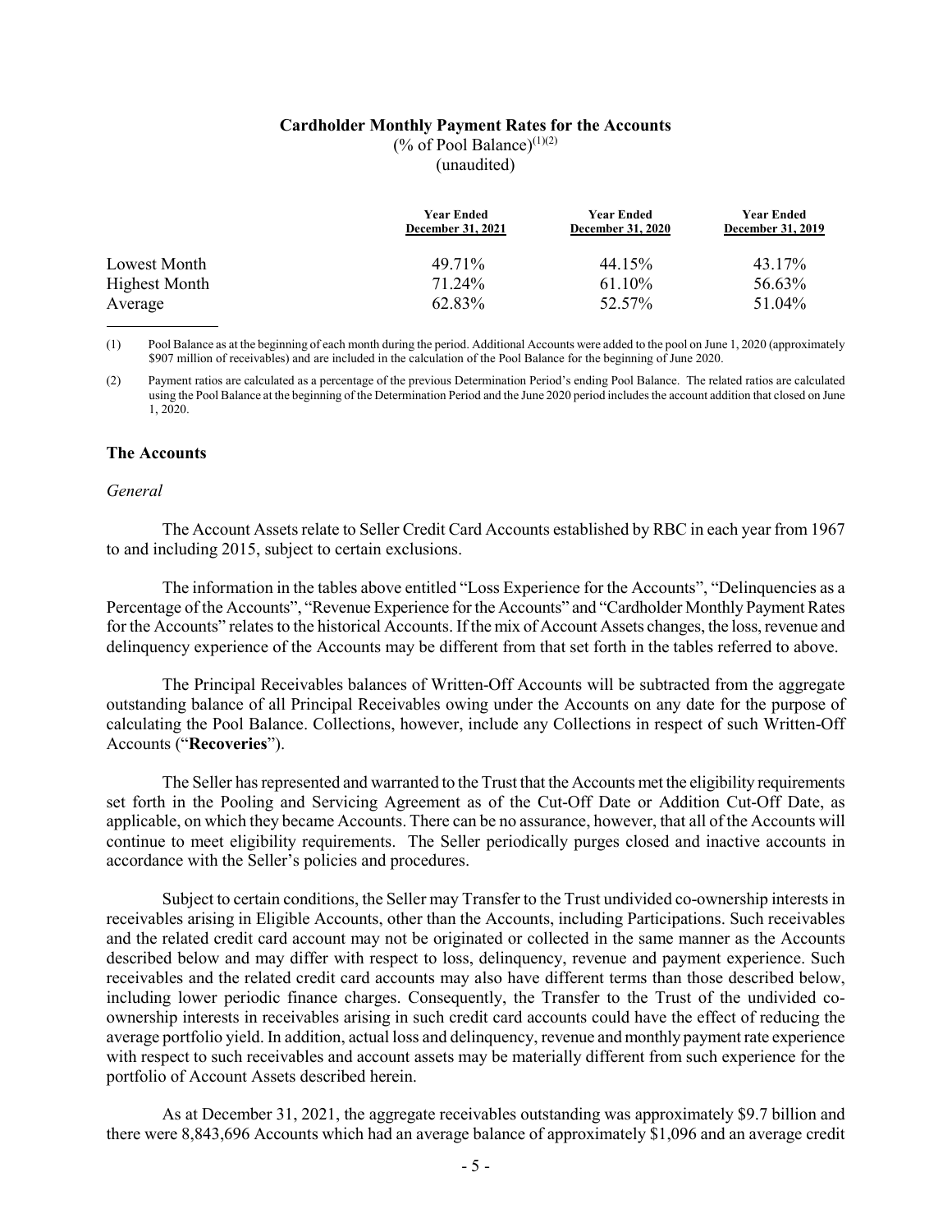**Cardholder Monthly Payment Rates for the Accounts**
(% of Pool Balance)[(1)(2)]
(unaudited)

| | Year Ended December 31, 2021 | Year Ended December 31, 2020 | Year Ended December 31, 2019 |
|---|---|---|---|
| Lowest Month | 49.71% | 44.15% | 43.17% |
| Highest Month | 71.24% | 61.10% | 56.63% |
| Average | 62.83% | 52.57% | 51.04% |

(1) Pool Balance as at the beginning of each month during the period. Additional Accounts were added to the pool on June 1, 2020 (approximately $907 million of receivables) and are included in the calculation of the Pool Balance for the beginning of June 2020.

(2) Payment ratios are calculated as a percentage of the previous Determination Period's ending Pool Balance. The related ratios are calculated using the Pool Balance at the beginning of the Determination Period and the June 2020 period includes the account addition that closed on June 1, 2020.

### The Accounts

*General*

The Account Assets relate to Seller Credit Card Accounts established by RBC in each year from 1967 to and including 2015, subject to certain exclusions.

The information in the tables above entitled "Loss Experience for the Accounts", "Delinquencies as a Percentage of the Accounts", "Revenue Experience for the Accounts" and "Cardholder Monthly Payment Rates for the Accounts" relates to the historical Accounts. If the mix of Account Assets changes, the loss, revenue and delinquency experience of the Accounts may be different from that set forth in the tables referred to above.

The Principal Receivables balances of Written-Off Accounts will be subtracted from the aggregate outstanding balance of all Principal Receivables owing under the Accounts on any date for the purpose of calculating the Pool Balance. Collections, however, include any Collections in respect of such Written-Off Accounts ("**Recoveries**").

The Seller has represented and warranted to the Trust that the Accounts met the eligibility requirements set forth in the Pooling and Servicing Agreement as of the Cut-Off Date or Addition Cut-Off Date, as applicable, on which they became Accounts. There can be no assurance, however, that all of the Accounts will continue to meet eligibility requirements. The Seller periodically purges closed and inactive accounts in accordance with the Seller's policies and procedures.

Subject to certain conditions, the Seller may Transfer to the Trust undivided co-ownership interests in receivables arising in Eligible Accounts, other than the Accounts, including Participations. Such receivables and the related credit card account may not be originated or collected in the same manner as the Accounts described below and may differ with respect to loss, delinquency, revenue and payment experience. Such receivables and the related credit card accounts may also have different terms than those described below, including lower periodic finance charges. Consequently, the Transfer to the Trust of the undivided co-ownership interests in receivables arising in such credit card accounts could have the effect of reducing the average portfolio yield. In addition, actual loss and delinquency, revenue and monthly payment rate experience with respect to such receivables and account assets may be materially different from such experience for the portfolio of Account Assets described herein.

As at December 31, 2021, the aggregate receivables outstanding was approximately $9.7 billion and there were 8,843,696 Accounts which had an average balance of approximately $1,096 and an average credit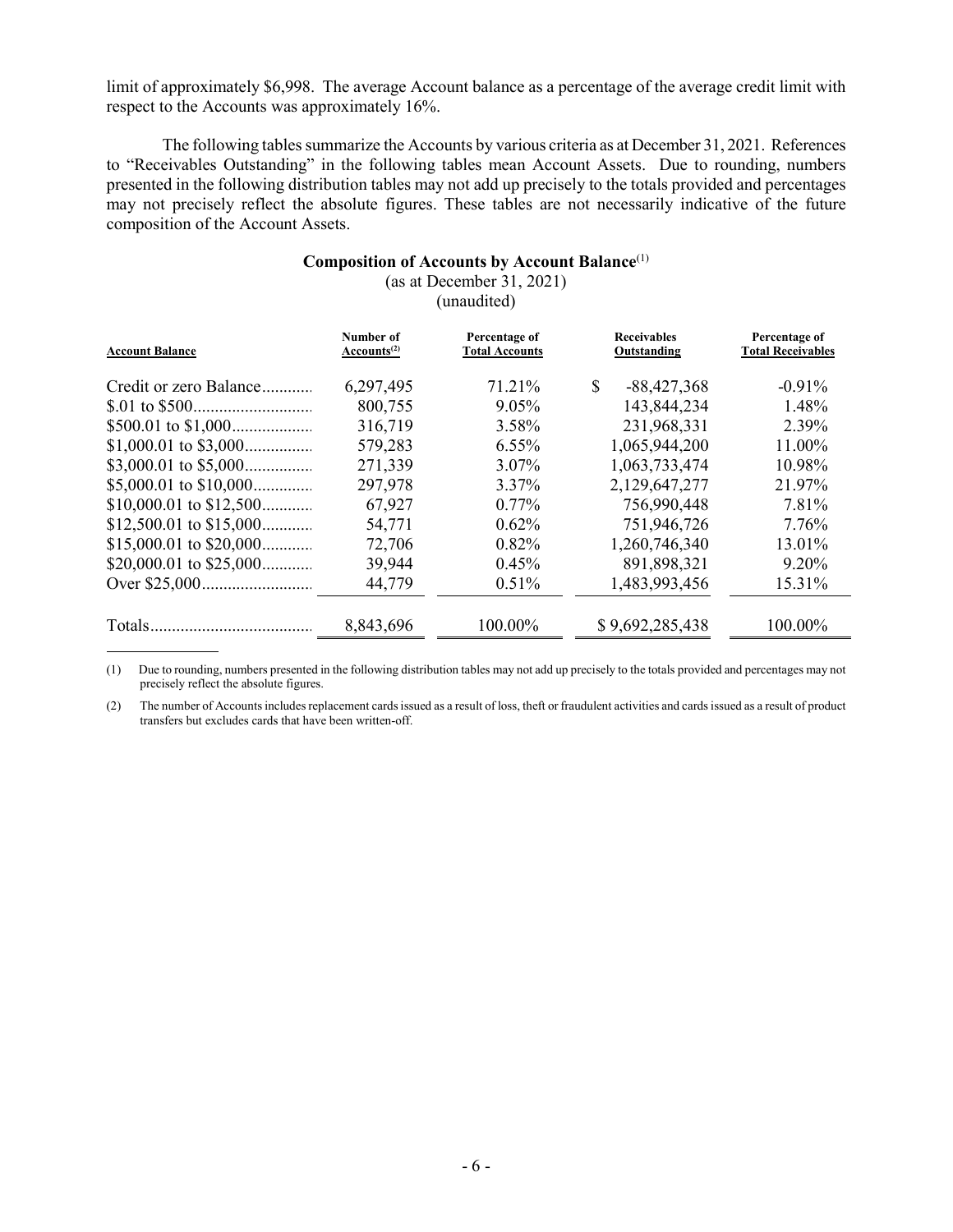limit of approximately $6,998. The average Account balance as a percentage of the average credit limit with respect to the Accounts was approximately 16%.

The following tables summarize the Accounts by various criteria as at December 31, 2021. References to "Receivables Outstanding" in the following tables mean Account Assets. Due to rounding, numbers presented in the following distribution tables may not add up precisely to the totals provided and percentages may not precisely reflect the absolute figures. These tables are not necessarily indicative of the future composition of the Account Assets.

**Composition of Accounts by Account Balance**[1]

(as at December 31, 2021)

(unaudited)

| Account Balance | Number of Accounts[2] | Percentage of Total Accounts | Receivables Outstanding | Percentage of Total Receivables |
|---|---|---|---|---|
| Credit or zero Balance | 6,297,495 | 71.21% | $ -88,427,368 | -0.91% |
| $.01 to $500 | 800,755 | 9.05% | 143,844,234 | 1.48% |
| $500.01 to $1,000 | 316,719 | 3.58% | 231,968,331 | 2.39% |
| $1,000.01 to $3,000 | 579,283 | 6.55% | 1,065,944,200 | 11.00% |
| $3,000.01 to $5,000 | 271,339 | 3.07% | 1,063,733,474 | 10.98% |
| $5,000.01 to $10,000 | 297,978 | 3.37% | 2,129,647,277 | 21.97% |
| $10,000.01 to $12,500 | 67,927 | 0.77% | 756,990,448 | 7.81% |
| $12,500.01 to $15,000 | 54,771 | 0.62% | 751,946,726 | 7.76% |
| $15,000.01 to $20,000 | 72,706 | 0.82% | 1,260,746,340 | 13.01% |
| $20,000.01 to $25,000 | 39,944 | 0.45% | 891,898,321 | 9.20% |
| Over $25,000 | 44,779 | 0.51% | 1,483,993,456 | 15.31% |
| Totals | 8,843,696 | 100.00% | $ 9,692,285,438 | 100.00% |

(1) Due to rounding, numbers presented in the following distribution tables may not add up precisely to the totals provided and percentages may not precisely reflect the absolute figures.

(2) The number of Accounts includes replacement cards issued as a result of loss, theft or fraudulent activities and cards issued as a result of product transfers but excludes cards that have been written-off.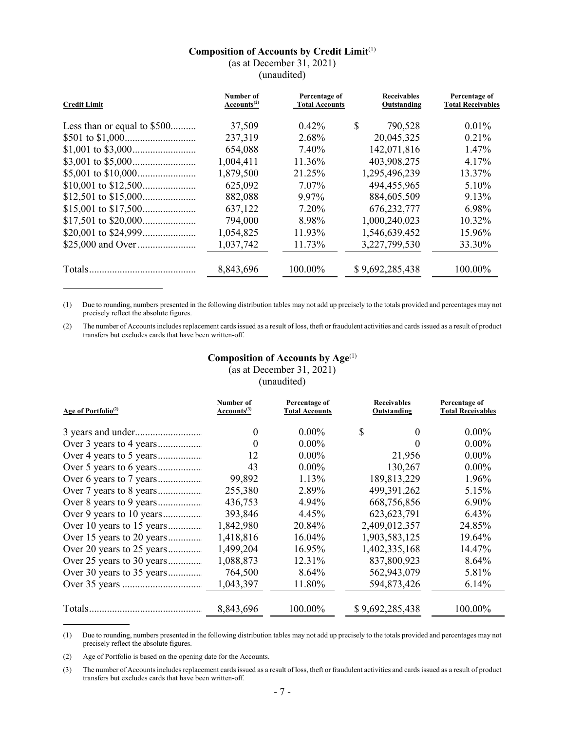## Composition of Accounts by Credit Limit[(1)]

(as at December 31, 2021)

(unaudited)

| Credit Limit | Number of Accounts[(2)] | Percentage of Total Accounts | Receivables Outstanding | Percentage of Total Receivables |
|---|---|---|---|---|
| Less than or equal to $500 | 37,509 | 0.42% | $ 790,528 | 0.01% |
| $501 to $1,000 | 237,319 | 2.68% | 20,045,325 | 0.21% |
| $1,001 to $3,000 | 654,088 | 7.40% | 142,071,816 | 1.47% |
| $3,001 to $5,000 | 1,004,411 | 11.36% | 403,908,275 | 4.17% |
| $5,001 to $10,000 | 1,879,500 | 21.25% | 1,295,496,239 | 13.37% |
| $10,001 to $12,500 | 625,092 | 7.07% | 494,455,965 | 5.10% |
| $12,501 to $15,000 | 882,088 | 9.97% | 884,605,509 | 9.13% |
| $15,001 to $17,500 | 637,122 | 7.20% | 676,232,777 | 6.98% |
| $17,501 to $20,000 | 794,000 | 8.98% | 1,000,240,023 | 10.32% |
| $20,001 to $24,999 | 1,054,825 | 11.93% | 1,546,639,452 | 15.96% |
| $25,000 and Over | 1,037,742 | 11.73% | 3,227,799,530 | 33.30% |
| Totals | 8,843,696 | 100.00% | $ 9,692,285,438 | 100.00% |

(1) Due to rounding, numbers presented in the following distribution tables may not add up precisely to the totals provided and percentages may not precisely reflect the absolute figures.

(2) The number of Accounts includes replacement cards issued as a result of loss, theft or fraudulent activities and cards issued as a result of product transfers but excludes cards that have been written-off.

## Composition of Accounts by Age[(1)]

(as at December 31, 2021)

(unaudited)

| Age of Portfolio[(2)] | Number of Accounts[(3)] | Percentage of Total Accounts | Receivables Outstanding | Percentage of Total Receivables |
|---|---|---|---|---|
| 3 years and under | 0 | 0.00% | $ 0 | 0.00% |
| Over 3 years to 4 years | 0 | 0.00% | 0 | 0.00% |
| Over 4 years to 5 years | 12 | 0.00% | 21,956 | 0.00% |
| Over 5 years to 6 years | 43 | 0.00% | 130,267 | 0.00% |
| Over 6 years to 7 years | 99,892 | 1.13% | 189,813,229 | 1.96% |
| Over 7 years to 8 years | 255,380 | 2.89% | 499,391,262 | 5.15% |
| Over 8 years to 9 years | 436,753 | 4.94% | 668,756,856 | 6.90% |
| Over 9 years to 10 years | 393,846 | 4.45% | 623,623,791 | 6.43% |
| Over 10 years to 15 years | 1,842,980 | 20.84% | 2,409,012,357 | 24.85% |
| Over 15 years to 20 years | 1,418,816 | 16.04% | 1,903,583,125 | 19.64% |
| Over 20 years to 25 years | 1,499,204 | 16.95% | 1,402,335,168 | 14.47% |
| Over 25 years to 30 years | 1,088,873 | 12.31% | 837,800,923 | 8.64% |
| Over 30 years to 35 years | 764,500 | 8.64% | 562,943,079 | 5.81% |
| Over 35 years | 1,043,397 | 11.80% | 594,873,426 | 6.14% |
| Totals | 8,843,696 | 100.00% | $ 9,692,285,438 | 100.00% |

(1) Due to rounding, numbers presented in the following distribution tables may not add up precisely to the totals provided and percentages may not precisely reflect the absolute figures.

(2) Age of Portfolio is based on the opening date for the Accounts.

(3) The number of Accounts includes replacement cards issued as a result of loss, theft or fraudulent activities and cards issued as a result of product transfers but excludes cards that have been written-off.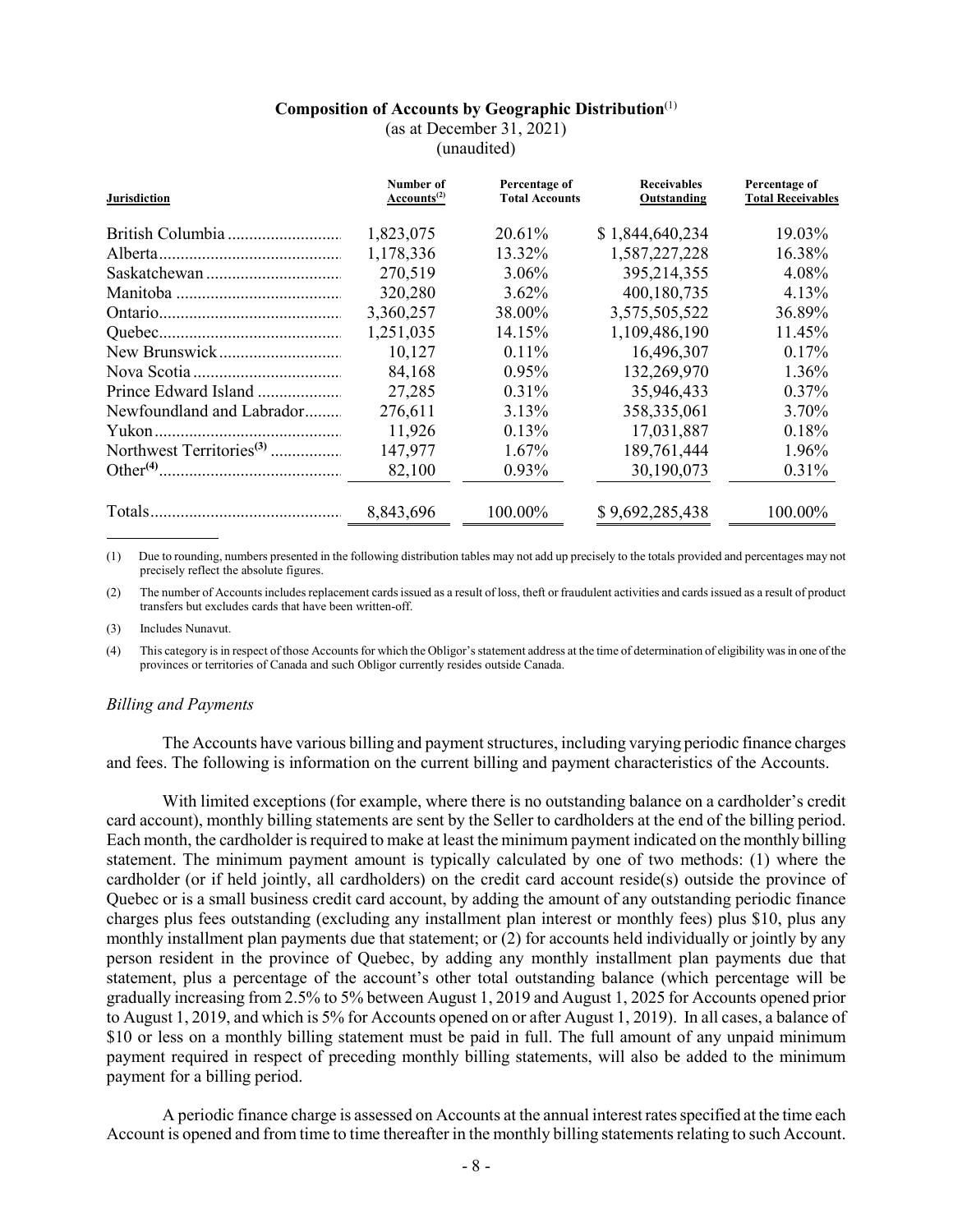**Composition of Accounts by Geographic Distribution**[1]
(as at December 31, 2021)
(unaudited)

| Jurisdiction | Number of Accounts[2] | Percentage of Total Accounts | Receivables Outstanding | Percentage of Total Receivables |
|---|---|---|---|---|
| British Columbia | 1,823,075 | 20.61% | $ 1,844,640,234 | 19.03% |
| Alberta | 1,178,336 | 13.32% | 1,587,227,228 | 16.38% |
| Saskatchewan | 270,519 | 3.06% | 395,214,355 | 4.08% |
| Manitoba | 320,280 | 3.62% | 400,180,735 | 4.13% |
| Ontario | 3,360,257 | 38.00% | 3,575,505,522 | 36.89% |
| Quebec | 1,251,035 | 14.15% | 1,109,486,190 | 11.45% |
| New Brunswick | 10,127 | 0.11% | 16,496,307 | 0.17% |
| Nova Scotia | 84,168 | 0.95% | 132,269,970 | 1.36% |
| Prince Edward Island | 27,285 | 0.31% | 35,946,433 | 0.37% |
| Newfoundland and Labrador | 276,611 | 3.13% | 358,335,061 | 3.70% |
| Yukon | 11,926 | 0.13% | 17,031,887 | 0.18% |
| Northwest Territories[3] | 147,977 | 1.67% | 189,761,444 | 1.96% |
| Other[4] | 82,100 | 0.93% | 30,190,073 | 0.31% |
| Totals | 8,843,696 | 100.00% | $ 9,692,285,438 | 100.00% |

(1) Due to rounding, numbers presented in the following distribution tables may not add up precisely to the totals provided and percentages may not precisely reflect the absolute figures.

(2) The number of Accounts includes replacement cards issued as a result of loss, theft or fraudulent activities and cards issued as a result of product transfers but excludes cards that have been written-off.

(3) Includes Nunavut.

(4) This category is in respect of those Accounts for which the Obligor's statement address at the time of determination of eligibility was in one of the provinces or territories of Canada and such Obligor currently resides outside Canada.

*Billing and Payments*

The Accounts have various billing and payment structures, including varying periodic finance charges and fees. The following is information on the current billing and payment characteristics of the Accounts.

With limited exceptions (for example, where there is no outstanding balance on a cardholder's credit card account), monthly billing statements are sent by the Seller to cardholders at the end of the billing period. Each month, the cardholder is required to make at least the minimum payment indicated on the monthly billing statement. The minimum payment amount is typically calculated by one of two methods: (1) where the cardholder (or if held jointly, all cardholders) on the credit card account reside(s) outside the province of Quebec or is a small business credit card account, by adding the amount of any outstanding periodic finance charges plus fees outstanding (excluding any installment plan interest or monthly fees) plus \$10, plus any monthly installment plan payments due that statement; or (2) for accounts held individually or jointly by any person resident in the province of Quebec, by adding any monthly installment plan payments due that statement, plus a percentage of the account's other total outstanding balance (which percentage will be gradually increasing from 2.5% to 5% between August 1, 2019 and August 1, 2025 for Accounts opened prior to August 1, 2019, and which is 5% for Accounts opened on or after August 1, 2019). In all cases, a balance of \$10 or less on a monthly billing statement must be paid in full. The full amount of any unpaid minimum payment required in respect of preceding monthly billing statements, will also be added to the minimum payment for a billing period.

A periodic finance charge is assessed on Accounts at the annual interest rates specified at the time each Account is opened and from time to time thereafter in the monthly billing statements relating to such Account.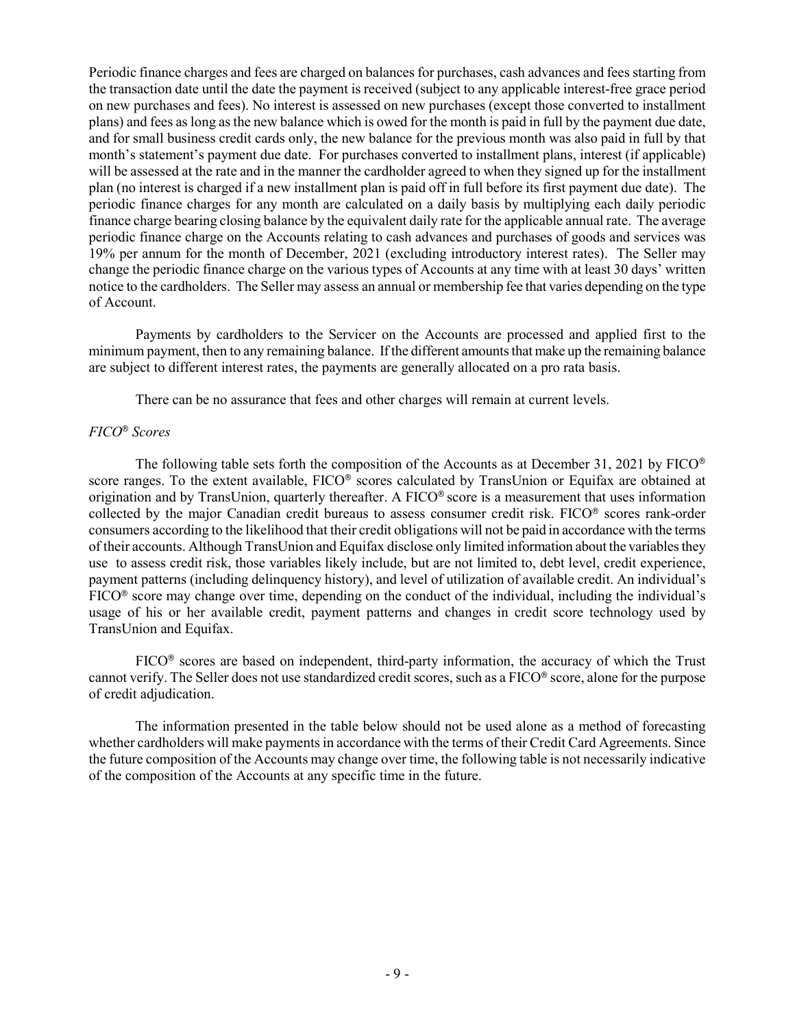Periodic finance charges and fees are charged on balances for purchases, cash advances and fees starting from the transaction date until the date the payment is received (subject to any applicable interest-free grace period on new purchases and fees). No interest is assessed on new purchases (except those converted to installment plans) and fees as long as the new balance which is owed for the month is paid in full by the payment due date, and for small business credit cards only, the new balance for the previous month was also paid in full by that month's statement's payment due date. For purchases converted to installment plans, interest (if applicable) will be assessed at the rate and in the manner the cardholder agreed to when they signed up for the installment plan (no interest is charged if a new installment plan is paid off in full before its first payment due date). The periodic finance charges for any month are calculated on a daily basis by multiplying each daily periodic finance charge bearing closing balance by the equivalent daily rate for the applicable annual rate. The average periodic finance charge on the Accounts relating to cash advances and purchases of goods and services was 19% per annum for the month of December, 2021 (excluding introductory interest rates). The Seller may change the periodic finance charge on the various types of Accounts at any time with at least 30 days' written notice to the cardholders. The Seller may assess an annual or membership fee that varies depending on the type of Account.

Payments by cardholders to the Servicer on the Accounts are processed and applied first to the minimum payment, then to any remaining balance. If the different amounts that make up the remaining balance are subject to different interest rates, the payments are generally allocated on a pro rata basis.

There can be no assurance that fees and other charges will remain at current levels.

*FICO® Scores*

The following table sets forth the composition of the Accounts as at December 31, 2021 by FICO® score ranges. To the extent available, FICO® scores calculated by TransUnion or Equifax are obtained at origination and by TransUnion, quarterly thereafter. A FICO® score is a measurement that uses information collected by the major Canadian credit bureaus to assess consumer credit risk. FICO® scores rank-order consumers according to the likelihood that their credit obligations will not be paid in accordance with the terms of their accounts. Although TransUnion and Equifax disclose only limited information about the variables they use to assess credit risk, those variables likely include, but are not limited to, debt level, credit experience, payment patterns (including delinquency history), and level of utilization of available credit. An individual's FICO® score may change over time, depending on the conduct of the individual, including the individual's usage of his or her available credit, payment patterns and changes in credit score technology used by TransUnion and Equifax.

FICO® scores are based on independent, third-party information, the accuracy of which the Trust cannot verify. The Seller does not use standardized credit scores, such as a FICO® score, alone for the purpose of credit adjudication.

The information presented in the table below should not be used alone as a method of forecasting whether cardholders will make payments in accordance with the terms of their Credit Card Agreements. Since the future composition of the Accounts may change over time, the following table is not necessarily indicative of the composition of the Accounts at any specific time in the future.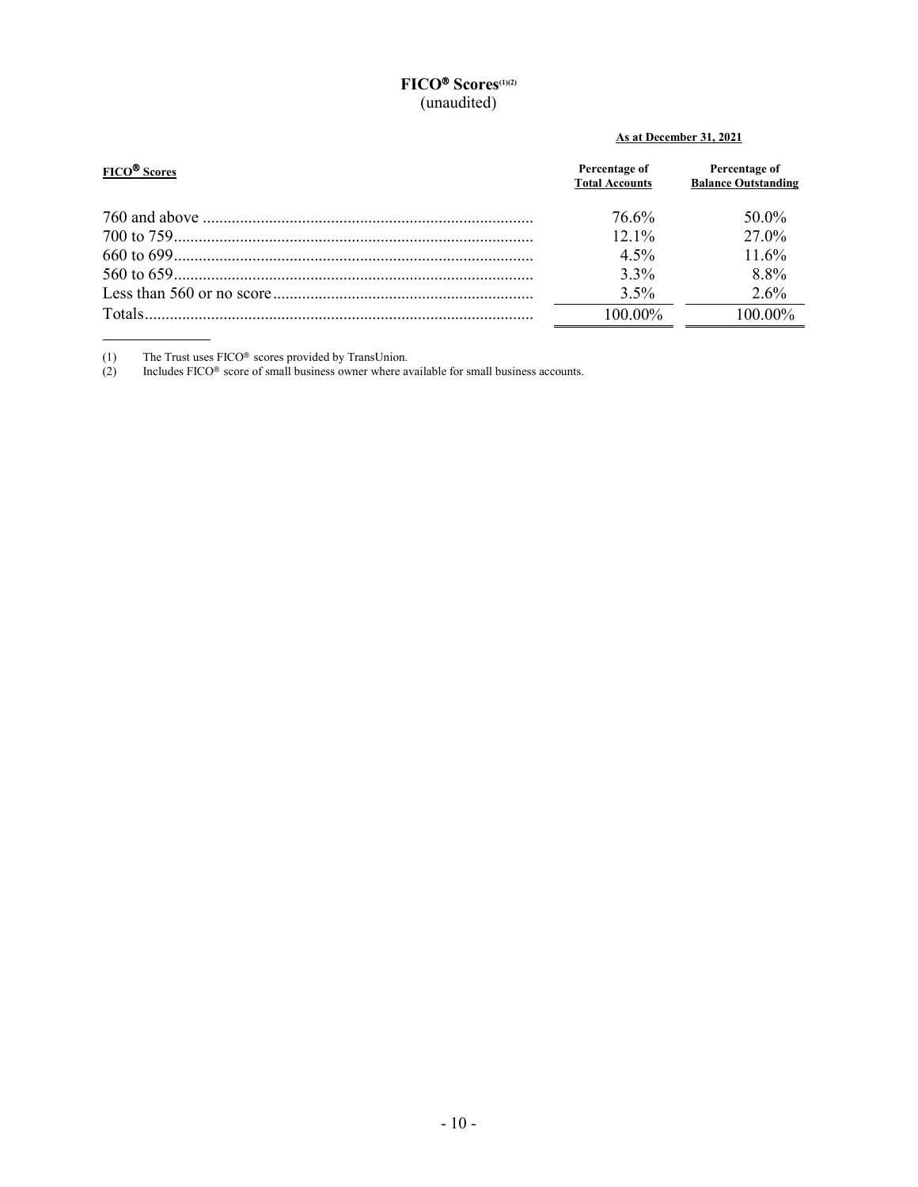**FICO® Scores**[(1)(2)]
(unaudited)

| | As at December 31, 2021 | |
|---|---|---|
| FICO® Scores | Percentage of Total Accounts | Percentage of Balance Outstanding |
| 760 and above | 76.6% | 50.0% |
| 700 to 759 | 12.1% | 27.0% |
| 660 to 699 | 4.5% | 11.6% |
| 560 to 659 | 3.3% | 8.8% |
| Less than 560 or no score | 3.5% | 2.6% |
| Totals | 100.00% | 100.00% |

(1) The Trust uses FICO® scores provided by TransUnion.

(2) Includes FICO® score of small business owner where available for small business accounts.